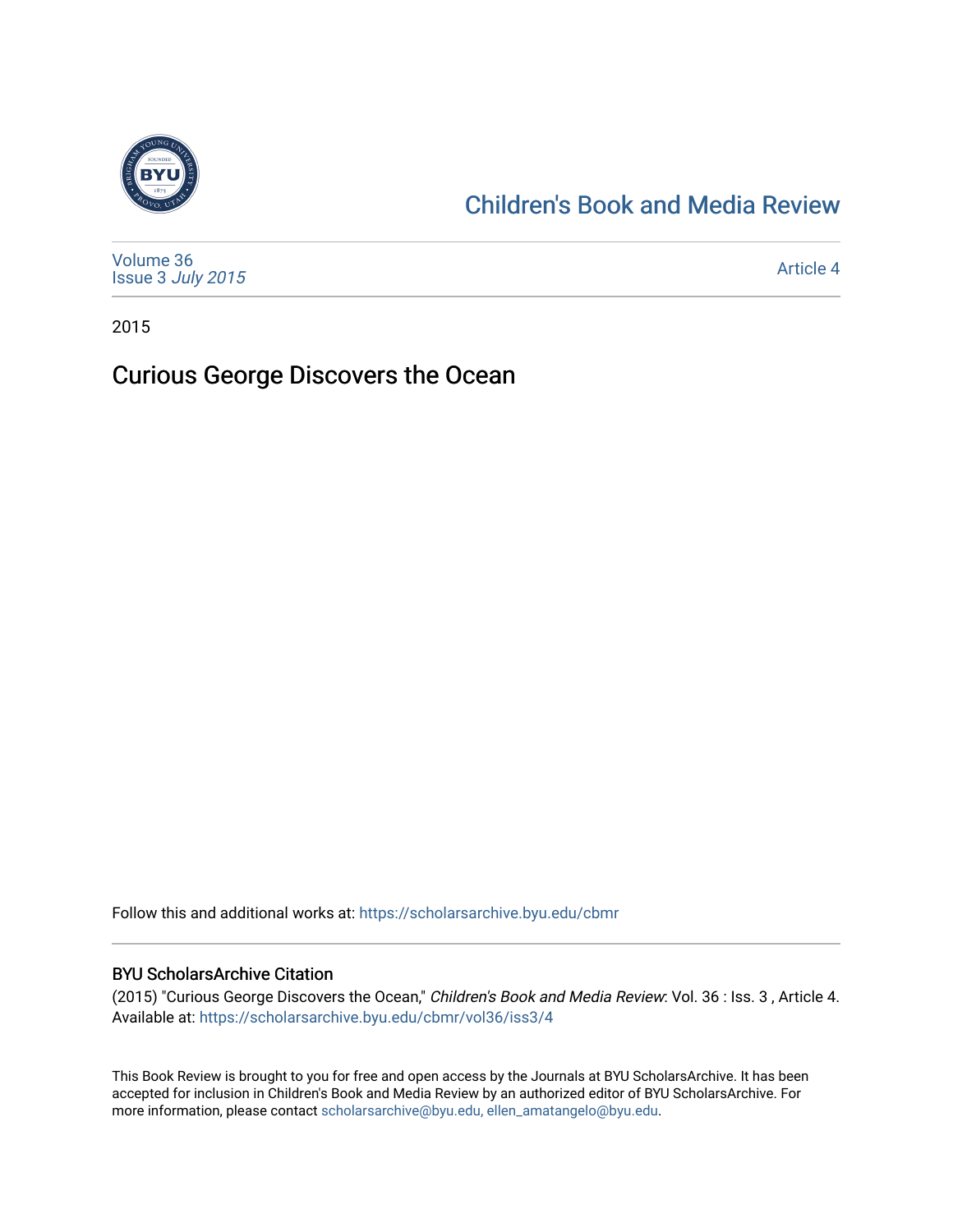Children's Book and Media Review

Volume 36
Issue 3 *July 2015*

Article 4

2015

# Curious George Discovers the Ocean

Follow this and additional works at: https://scholarsarchive.byu.edu/cbmr

## BYU ScholarsArchive Citation

(2015) "Curious George Discovers the Ocean," *Children's Book and Media Review*: Vol. 36 : Iss. 3 , Article 4.
Available at: https://scholarsarchive.byu.edu/cbmr/vol36/iss3/4

This Book Review is brought to you for free and open access by the Journals at BYU ScholarsArchive. It has been accepted for inclusion in Children's Book and Media Review by an authorized editor of BYU ScholarsArchive. For more information, please contact scholarsarchive@byu.edu, ellen_amatangelo@byu.edu.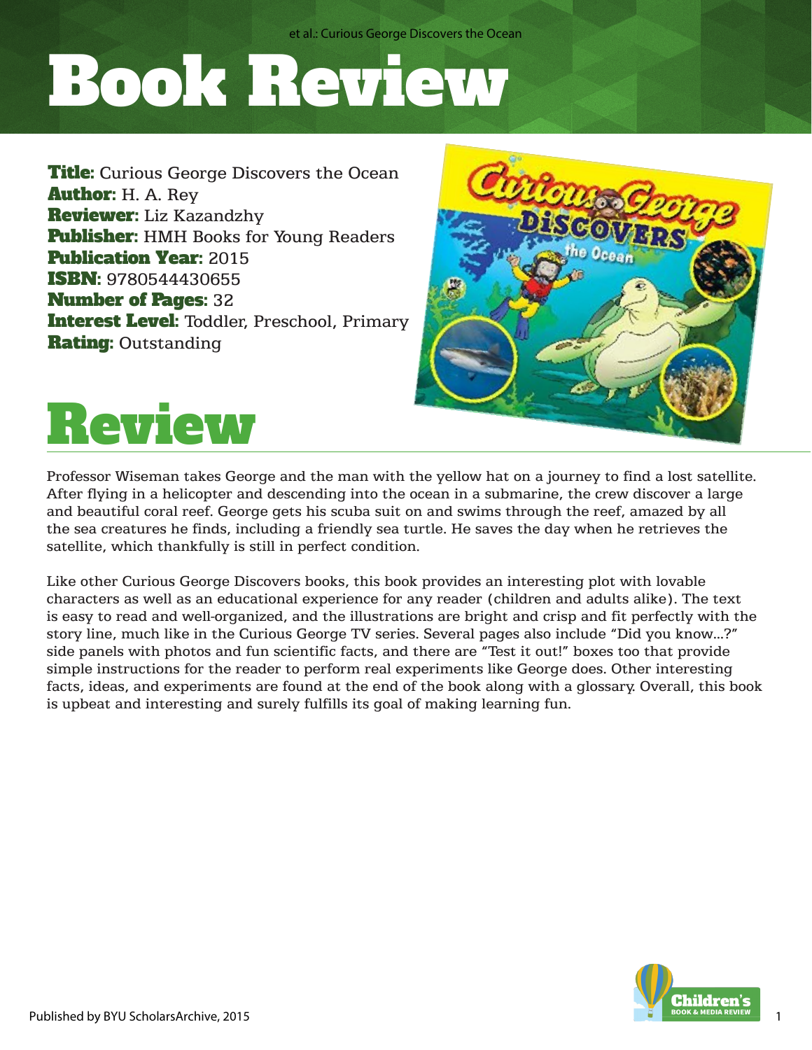# Book Review

**Title:** Curious George Discovers the Ocean
**Author:** H. A. Rey
**Reviewer:** Liz Kazandzhy
**Publisher:** HMH Books for Young Readers
**Publication Year:** 2015
**ISBN:** 9780544430655
**Number of Pages:** 32
**Interest Level:** Toddler, Preschool, Primary
**Rating:** Outstanding

## Review

Professor Wiseman takes George and the man with the yellow hat on a journey to find a lost satellite. After flying in a helicopter and descending into the ocean in a submarine, the crew discover a large and beautiful coral reef. George gets his scuba suit on and swims through the reef, amazed by all the sea creatures he finds, including a friendly sea turtle. He saves the day when he retrieves the satellite, which thankfully is still in perfect condition.

Like other Curious George Discovers books, this book provides an interesting plot with lovable characters as well as an educational experience for any reader (children and adults alike). The text is easy to read and well-organized, and the illustrations are bright and crisp and fit perfectly with the story line, much like in the Curious George TV series. Several pages also include "Did you know...?" side panels with photos and fun scientific facts, and there are "Test it out!" boxes too that provide simple instructions for the reader to perform real experiments like George does. Other interesting facts, ideas, and experiments are found at the end of the book along with a glossary. Overall, this book is upbeat and interesting and surely fulfills its goal of making learning fun.